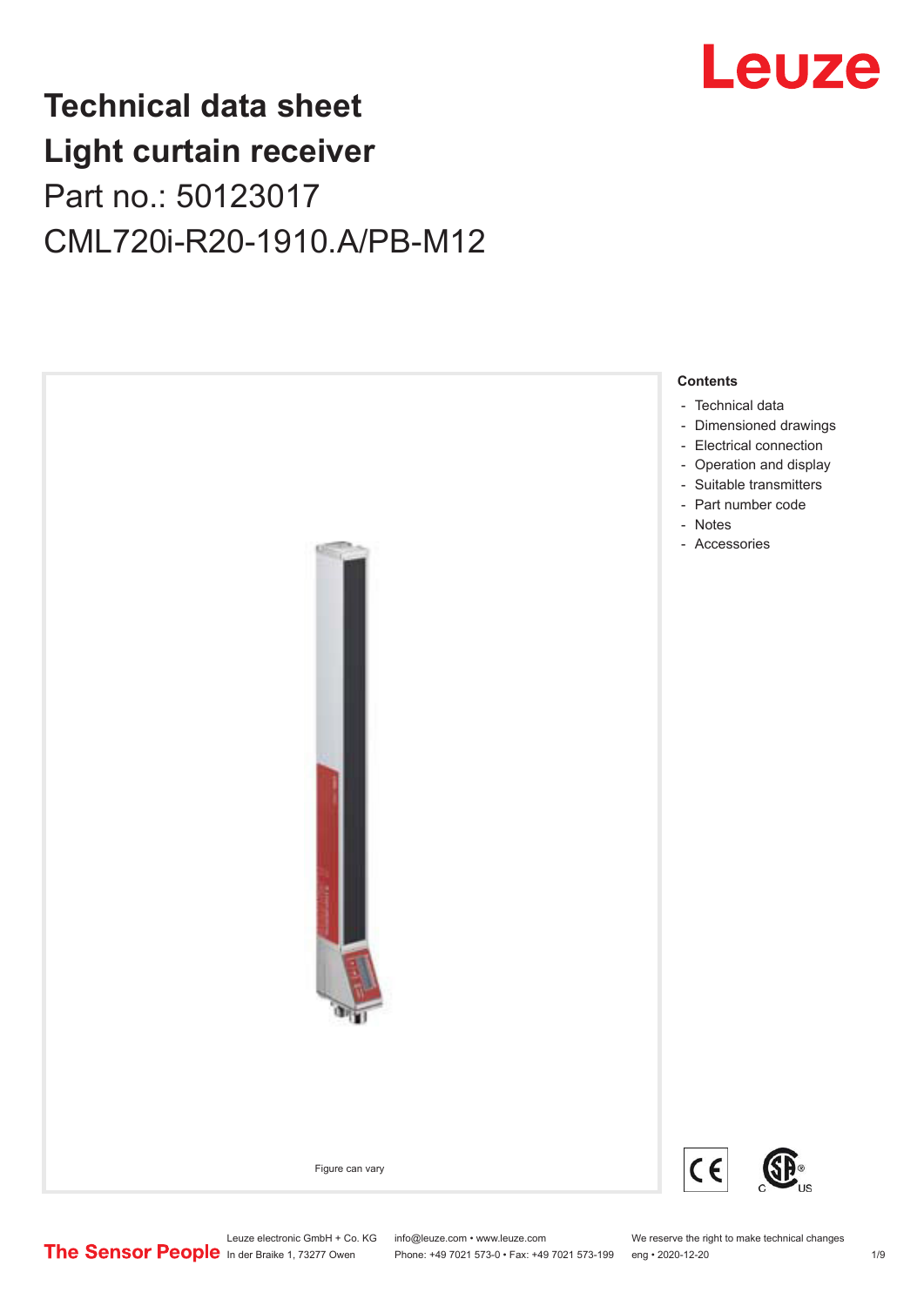# Technical data sheet
# Light curtain receiver

Part no.: 50123017

CML720i-R20-1910.A/PB-M12

Figure can vary

**Contents**

- Technical data
- Dimensioned drawings
- Electrical connection
- Operation and display
- Suitable transmitters
- Part number code
- Notes
- Accessories

Leuze electronic GmbH + Co. KG
In der Braike 1, 73277 Owen

info@leuze.com • www.leuze.com
Phone: +49 7021 573-0 • Fax: +49 7021 573-199

We reserve the right to make technical changes
eng • 2020-12-20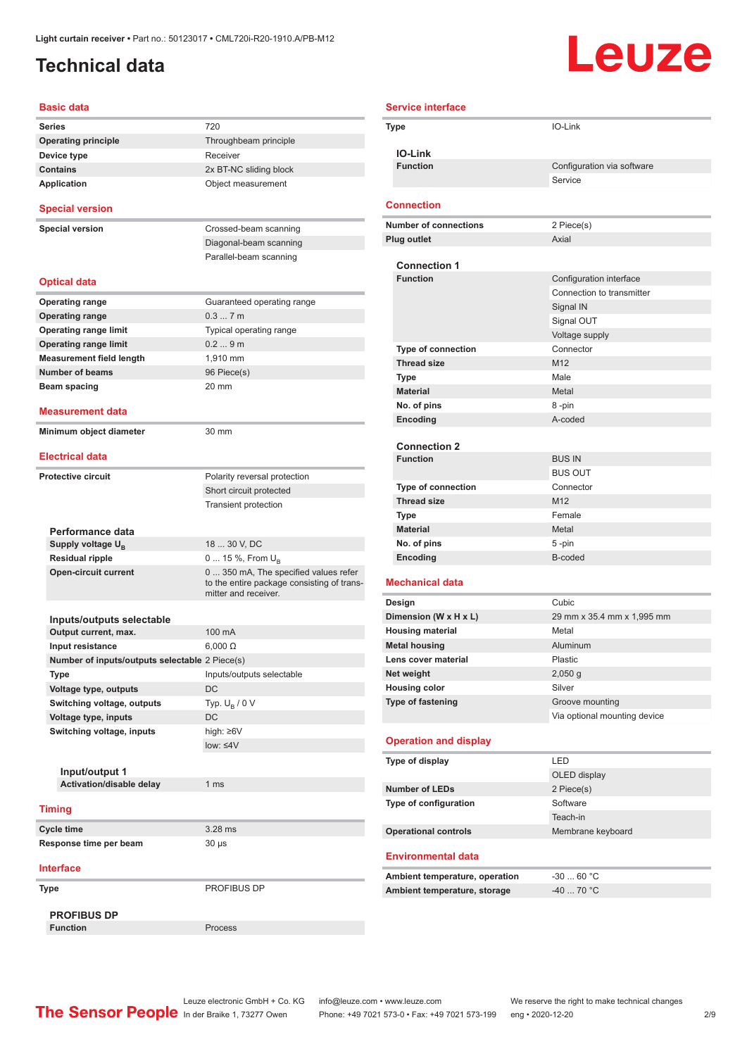# Technical data

## Basic data

| | |
|---|---|
| Series | 720 |
| Operating principle | Throughbeam principle |
| Device type | Receiver |
| Contains | 2x BT-NC sliding block |
| Application | Object measurement |

## Special version

| | |
|---|---|
| Special version | Crossed-beam scanning |
| | Diagonal-beam scanning |
| | Parallel-beam scanning |

## Optical data

| | |
|---|---|
| Operating range | Guaranteed operating range |
| Operating range | 0.3 ... 7 m |
| Operating range limit | Typical operating range |
| Operating range limit | 0.2 ... 9 m |
| Measurement field length | 1,910 mm |
| Number of beams | 96 Piece(s) |
| Beam spacing | 20 mm |

## Measurement data

| | |
|---|---|
| Minimum object diameter | 30 mm |

## Electrical data

| | |
|---|---|
| Protective circuit | Polarity reversal protection |
| | Short circuit protected |
| | Transient protection |

### Performance data

| | |
|---|---|
| Supply voltage $U_B$ | 18 ... 30 V, DC |
| Residual ripple | 0 ... 15 %, From $U_B$ |
| Open-circuit current | 0 ... 350 mA, The specified values refer to the entire package consisting of transmitter and receiver. |

### Inputs/outputs selectable

| | |
|---|---|
| Output current, max. | 100 mA |
| Input resistance | 6,000 Ω |
| Number of inputs/outputs selectable | 2 Piece(s) |
| Type | Inputs/outputs selectable |
| Voltage type, outputs | DC |
| Switching voltage, outputs | Typ. $U_B$ / 0 V |
| Voltage type, inputs | DC |
| Switching voltage, inputs | high: ≥6V |
| | low: ≤4V |

#### Input/output 1

| | |
|---|---|
| Activation/disable delay | 1 ms |

## Timing

| | |
|---|---|
| Cycle time | 3.28 ms |
| Response time per beam | 30 µs |

## Interface

| | |
|---|---|
| Type | PROFIBUS DP |

### PROFIBUS DP

| | |
|---|---|
| Function | Process |

## Service interface

| | |
|---|---|
| Type | IO-Link |

### IO-Link

| | |
|---|---|
| Function | Configuration via software |
| | Service |

## Connection

| | |
|---|---|
| Number of connections | 2 Piece(s) |
| Plug outlet | Axial |

### Connection 1

| | |
|---|---|
| Function | Configuration interface |
| | Connection to transmitter |
| | Signal IN |
| | Signal OUT |
| | Voltage supply |
| Type of connection | Connector |
| Thread size | M12 |
| Type | Male |
| Material | Metal |
| No. of pins | 8 -pin |
| Encoding | A-coded |

### Connection 2

| | |
|---|---|
| Function | BUS IN |
| | BUS OUT |
| Type of connection | Connector |
| Thread size | M12 |
| Type | Female |
| Material | Metal |
| No. of pins | 5 -pin |
| Encoding | B-coded |

## Mechanical data

| | |
|---|---|
| Design | Cubic |
| Dimension (W x H x L) | 29 mm x 35.4 mm x 1,995 mm |
| Housing material | Metal |
| Metal housing | Aluminum |
| Lens cover material | Plastic |
| Net weight | 2,050 g |
| Housing color | Silver |
| Type of fastening | Groove mounting |
| | Via optional mounting device |

## Operation and display

| | |
|---|---|
| Type of display | LED |
| | OLED display |
| Number of LEDs | 2 Piece(s) |
| Type of configuration | Software |
| | Teach-in |
| Operational controls | Membrane keyboard |

## Environmental data

| | |
|---|---|
| Ambient temperature, operation | -30 ... 60 °C |
| Ambient temperature, storage | -40 ... 70 °C |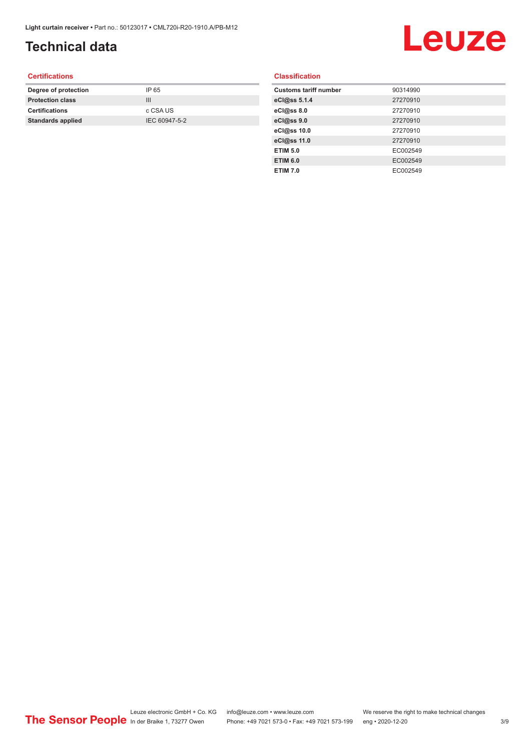# Technical data

## Certifications

| | |
|---|---|
| **Degree of protection** | IP 65 |
| **Protection class** | III |
| **Certifications** | c CSA US |
| **Standards applied** | IEC 60947-5-2 |

## Classification

| | |
|---|---|
| **Customs tariff number** | 90314990 |
| **eCl@ss 5.1.4** | 27270910 |
| **eCl@ss 8.0** | 27270910 |
| **eCl@ss 9.0** | 27270910 |
| **eCl@ss 10.0** | 27270910 |
| **eCl@ss 11.0** | 27270910 |
| **ETIM 5.0** | EC002549 |
| **ETIM 6.0** | EC002549 |
| **ETIM 7.0** | EC002549 |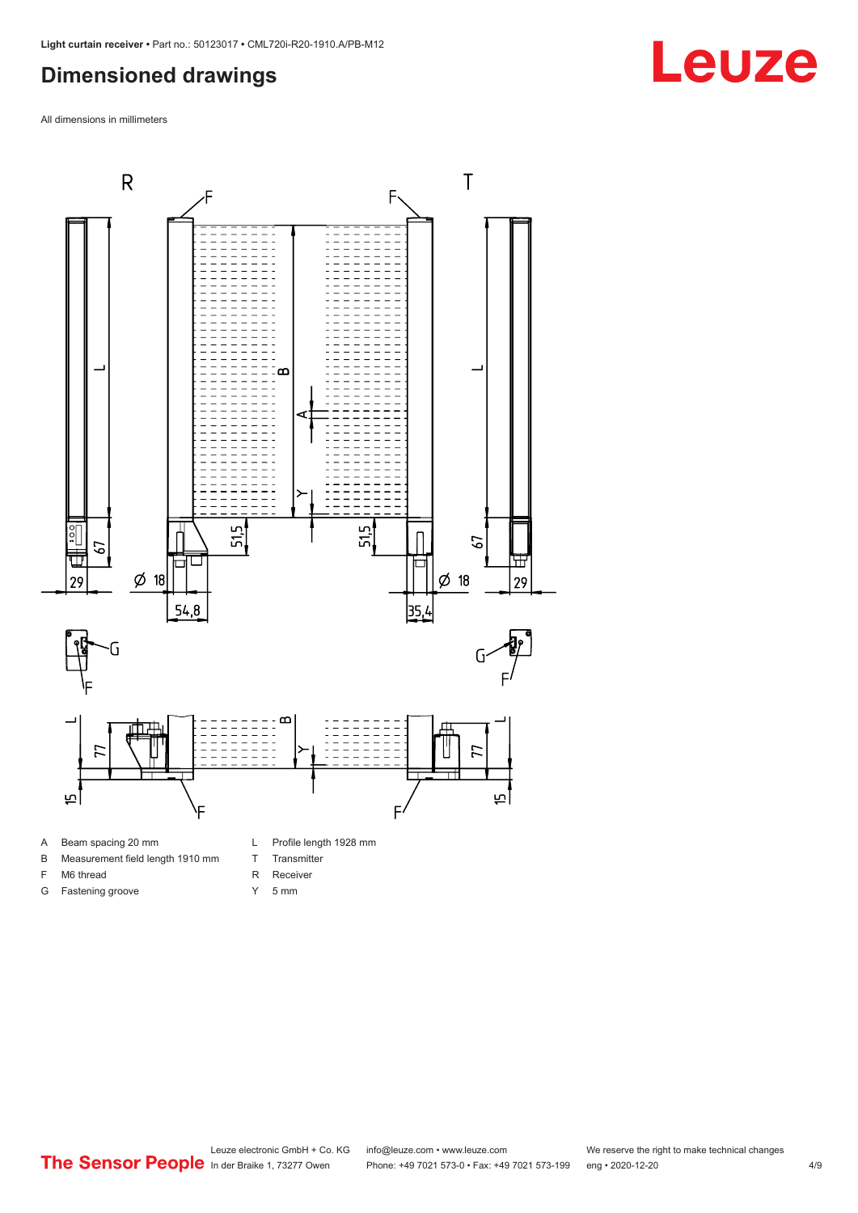# Dimensioned drawings

All dimensions in millimeters

A Beam spacing 20 mm
B Measurement field length 1910 mm
F M6 thread
G Fastening groove
L Profile length 1928 mm
T Transmitter
R Receiver
Y 5 mm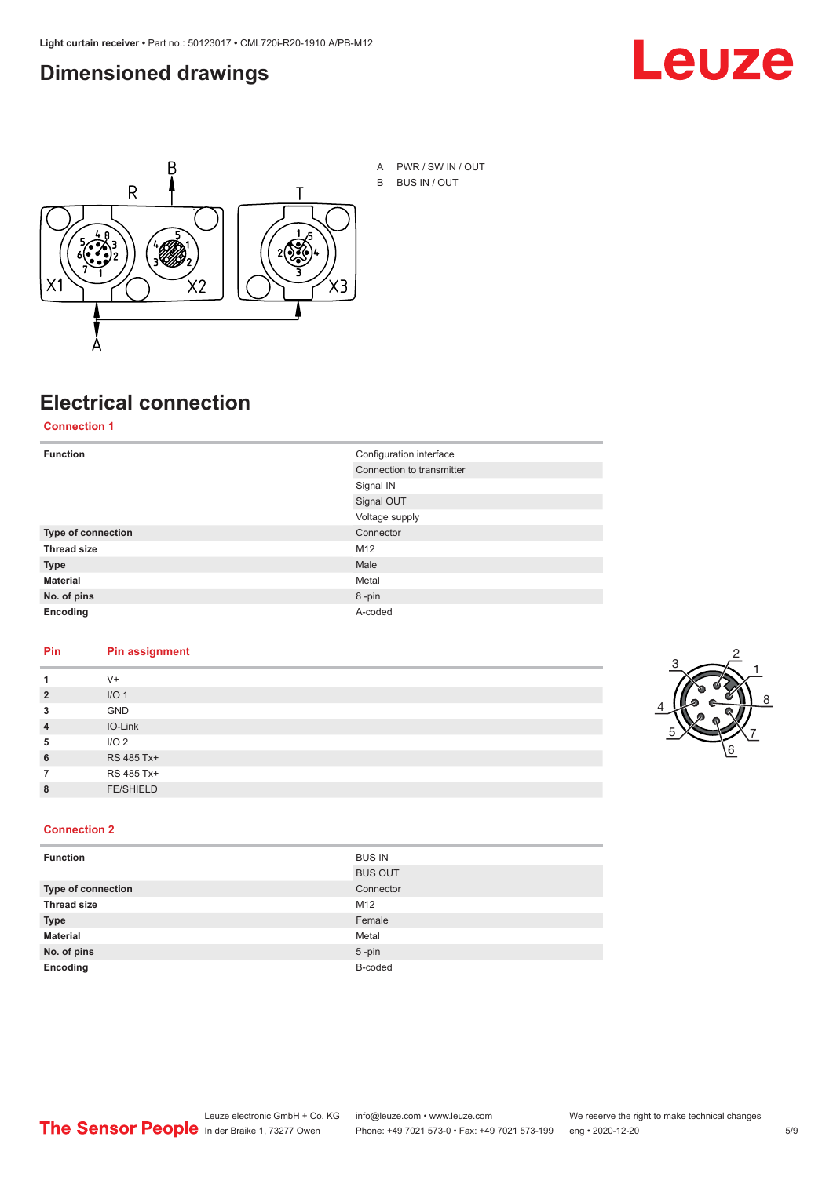## Dimensioned drawings

A PWR / SW IN / OUT

B BUS IN / OUT

## Electrical connection

### Connection 1

| Function | Configuration interface |
|---|---|
| | Connection to transmitter |
| | Signal IN |
| | Signal OUT |
| | Voltage supply |
| **Type of connection** | Connector |
| **Thread size** | M12 |
| **Type** | Male |
| **Material** | Metal |
| **No. of pins** | 8 -pin |
| **Encoding** | A-coded |

| Pin | Pin assignment |
|---|---|
| **1** | V+ |
| **2** | I/O 1 |
| **3** | GND |
| **4** | IO-Link |
| **5** | I/O 2 |
| **6** | RS 485 Tx+ |
| **7** | RS 485 Tx+ |
| **8** | FE/SHIELD |

### Connection 2

| Function | BUS IN |
|---|---|
| | BUS OUT |
| **Type of connection** | Connector |
| **Thread size** | M12 |
| **Type** | Female |
| **Material** | Metal |
| **No. of pins** | 5 -pin |
| **Encoding** | B-coded |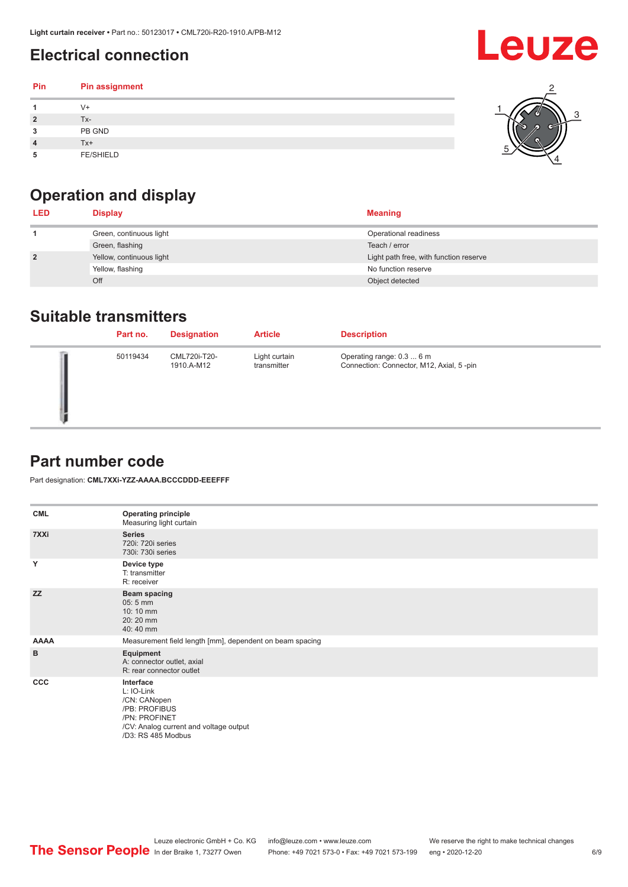## Electrical connection

| Pin | Pin assignment |
|---|---|
| 1 | V+ |
| 2 | Tx- |
| 3 | PB GND |
| 4 | Tx+ |
| 5 | FE/SHIELD |

## Operation and display

| LED | Display | Meaning |
|---|---|---|
| 1 | Green, continuous light | Operational readiness |
| | Green, flashing | Teach / error |
| 2 | Yellow, continuous light | Light path free, with function reserve |
| | Yellow, flashing | No function reserve |
| | Off | Object detected |

## Suitable transmitters

| Part no. | Designation | Article | Description |
|---|---|---|---|
| 50119434 | CML720i-T20-1910.A-M12 | Light curtain transmitter | Operating range: 0.3 ... 6 m<br>Connection: Connector, M12, Axial, 5 -pin |

## Part number code

Part designation: **CML7XXi-YZZ-AAAA.BCCCDDD-EEEFFF**

| | |
|---|---|
| **CML** | **Operating principle**<br>Measuring light curtain |
| **7XXi** | **Series**<br>720i: 720i series<br>730i: 730i series |
| **Y** | **Device type**<br>T: transmitter<br>R: receiver |
| **ZZ** | **Beam spacing**<br>05: 5 mm<br>10: 10 mm<br>20: 20 mm<br>40: 40 mm |
| **AAAA** | Measurement field length [mm], dependent on beam spacing |
| **B** | **Equipment**<br>A: connector outlet, axial<br>R: rear connector outlet |
| **CCC** | **Interface**<br>L: IO-Link<br>/CN: CANopen<br>/PB: PROFIBUS<br>/PN: PROFINET<br>/CV: Analog current and voltage output<br>/D3: RS 485 Modbus |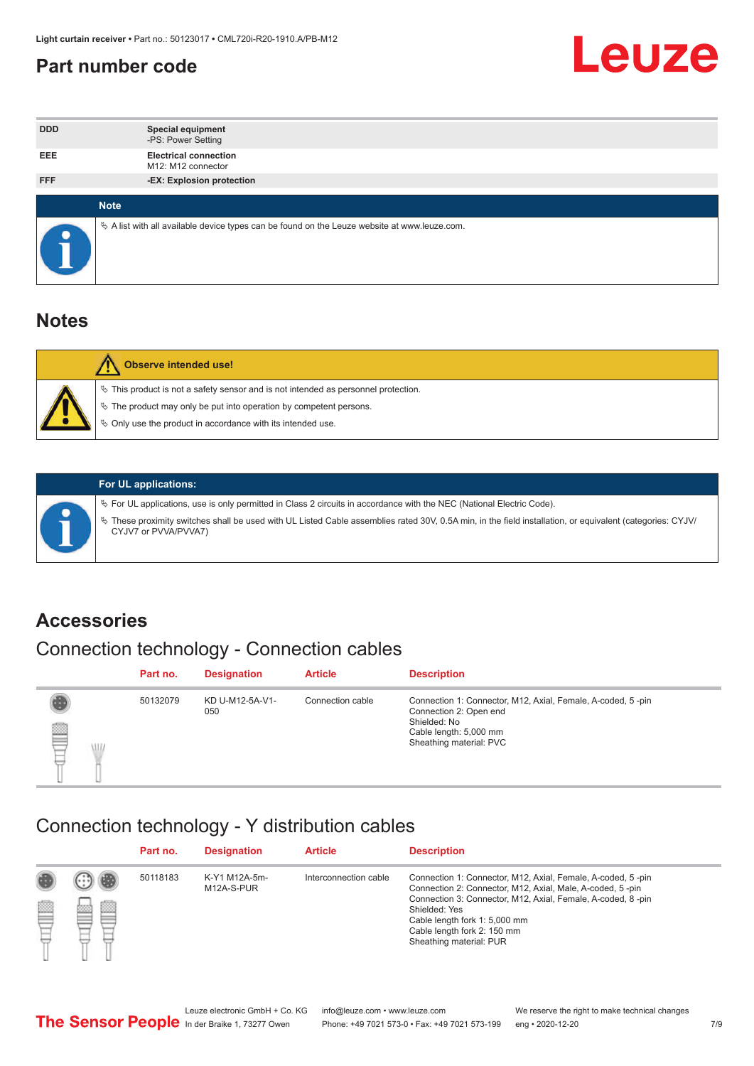## Part number code

| | |
|---|---|
| DDD | **Special equipment**<br>-PS: Power Setting |
| EEE | **Electrical connection**<br>M12: M12 connector |
| FFF | **-EX: Explosion protection** |

**Note**

- A list with all available device types can be found on the Leuze website at www.leuze.com.

## Notes

**Observe intended use!**

- This product is not a safety sensor and is not intended as personnel protection.
- The product may only be put into operation by competent persons.
- Only use the product in accordance with its intended use.

**For UL applications:**

- For UL applications, use is only permitted in Class 2 circuits in accordance with the NEC (National Electric Code).
- These proximity switches shall be used with UL Listed Cable assemblies rated 30V, 0.5A min, in the field installation, or equivalent (categories: CYJV/CYJV7 or PVVA/PVVA7)

## Accessories

### Connection technology - Connection cables

| Part no. | Designation | Article | Description |
|---|---|---|---|
| 50132079 | KD U-M12-5A-V1-050 | Connection cable | Connection 1: Connector, M12, Axial, Female, A-coded, 5 -pin<br>Connection 2: Open end<br>Shielded: No<br>Cable length: 5,000 mm<br>Sheathing material: PVC |

### Connection technology - Y distribution cables

| Part no. | Designation | Article | Description |
|---|---|---|---|
| 50118183 | K-Y1 M12A-5m-M12A-S-PUR | Interconnection cable | Connection 1: Connector, M12, Axial, Female, A-coded, 5 -pin<br>Connection 2: Connector, M12, Axial, Male, A-coded, 5 -pin<br>Connection 3: Connector, M12, Axial, Female, A-coded, 8 -pin<br>Shielded: Yes<br>Cable length fork 1: 5,000 mm<br>Cable length fork 2: 150 mm<br>Sheathing material: PUR |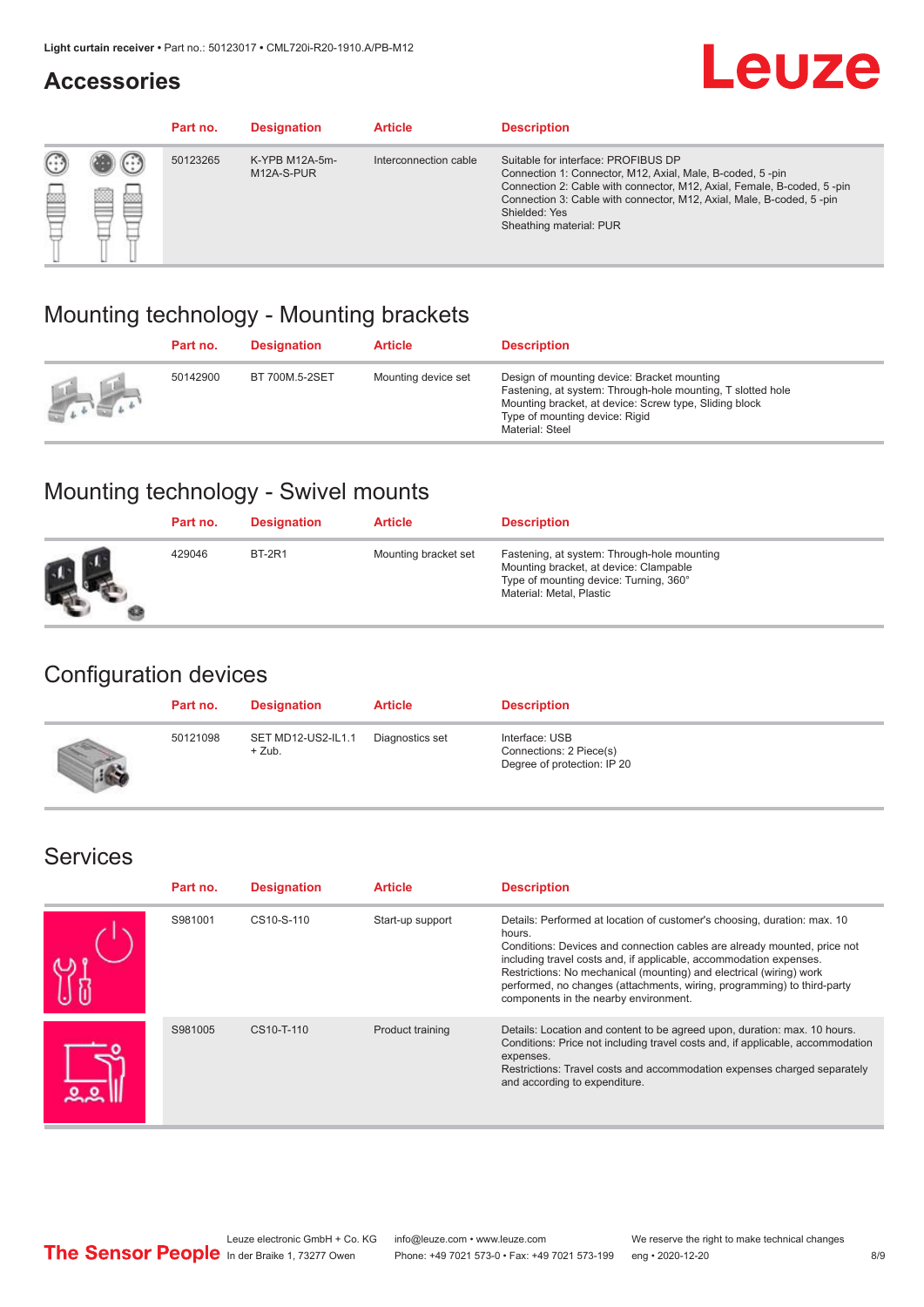## Accessories

| Part no. | Designation | Article | Description |
|---|---|---|---|
| 50123265 | K-YPB M12A-5m-M12A-S-PUR | Interconnection cable | Suitable for interface: PROFIBUS DP<br>Connection 1: Connector, M12, Axial, Male, B-coded, 5 -pin<br>Connection 2: Cable with connector, M12, Axial, Female, B-coded, 5 -pin<br>Connection 3: Cable with connector, M12, Axial, Male, B-coded, 5 -pin<br>Shielded: Yes<br>Sheathing material: PUR |

## Mounting technology - Mounting brackets

| Part no. | Designation | Article | Description |
|---|---|---|---|
| 50142900 | BT 700M.5-2SET | Mounting device set | Design of mounting device: Bracket mounting<br>Fastening, at system: Through-hole mounting, T slotted hole<br>Mounting bracket, at device: Screw type, Sliding block<br>Type of mounting device: Rigid<br>Material: Steel |

## Mounting technology - Swivel mounts

| Part no. | Designation | Article | Description |
|---|---|---|---|
| 429046 | BT-2R1 | Mounting bracket set | Fastening, at system: Through-hole mounting<br>Mounting bracket, at device: Clampable<br>Type of mounting device: Turning, 360°<br>Material: Metal, Plastic |

## Configuration devices

| Part no. | Designation | Article | Description |
|---|---|---|---|
| 50121098 | SET MD12-US2-IL1.1 + Zub. | Diagnostics set | Interface: USB<br>Connections: 2 Piece(s)<br>Degree of protection: IP 20 |

## Services

| Part no. | Designation | Article | Description |
|---|---|---|---|
| S981001 | CS10-S-110 | Start-up support | Details: Performed at location of customer's choosing, duration: max. 10 hours.<br>Conditions: Devices and connection cables are already mounted, price not including travel costs and, if applicable, accommodation expenses.<br>Restrictions: No mechanical (mounting) and electrical (wiring) work performed, no changes (attachments, wiring, programming) to third-party components in the nearby environment. |
| S981005 | CS10-T-110 | Product training | Details: Location and content to be agreed upon, duration: max. 10 hours.<br>Conditions: Price not including travel costs and, if applicable, accommodation expenses.<br>Restrictions: Travel costs and accommodation expenses charged separately and according to expenditure. |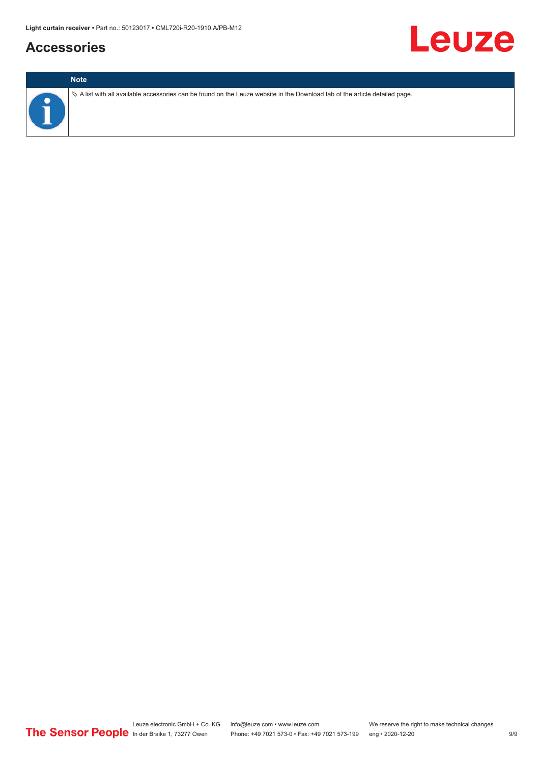## Accessories

| | Note |
|---|---|
| | ↳ A list with all available accessories can be found on the Leuze website in the Download tab of the article detailed page. |